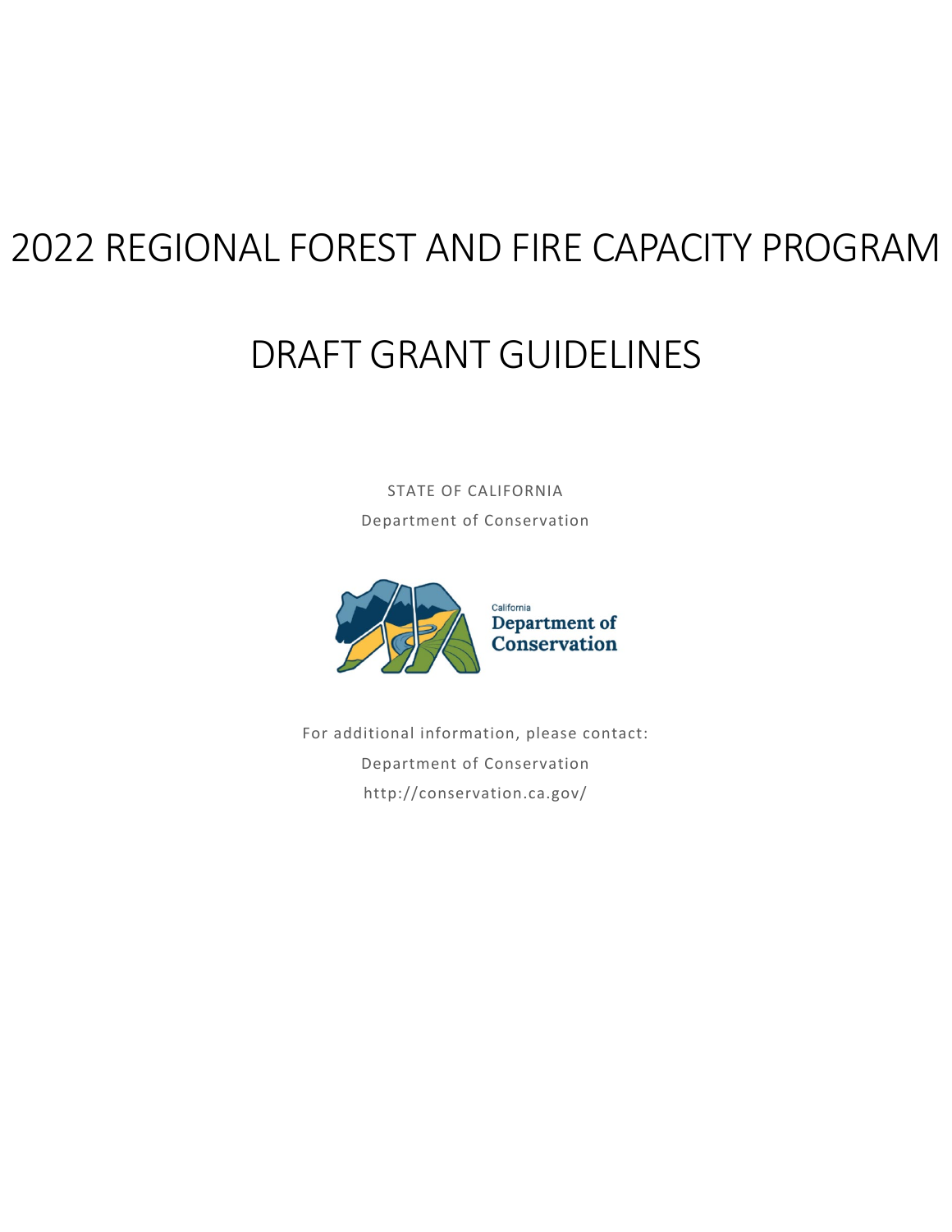# 2022 REGIONAL FOREST AND FIRE CAPACITY PROGRAM

# DRAFT GRANT GUIDELINES

STATE OF CALIFORNIA

Department of Conservation

California Department of Conservation

For additional information, please contact:

Department of Conservation

http://conservation.ca.gov/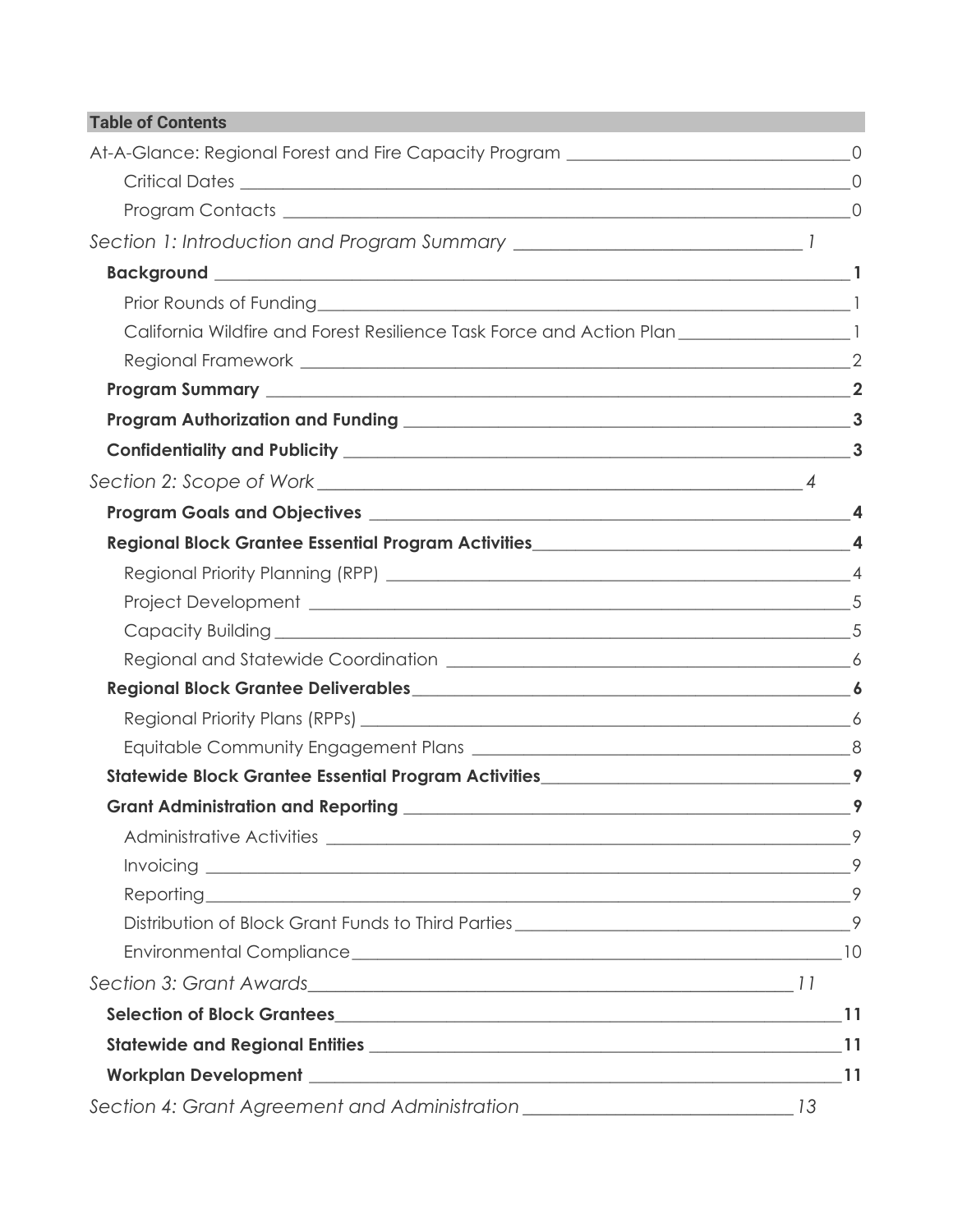**Table of Contents**

At-A-Glance: Regional Forest and Fire Capacity Program ____ 0

Critical Dates ____ 0

Program Contacts ____ 0

*Section 1: Introduction and Program Summary ____ 1*

**Background ____ 1**

Prior Rounds of Funding ____ 1

California Wildfire and Forest Resilience Task Force and Action Plan ____ 1

Regional Framework ____ 2

**Program Summary ____ 2**

**Program Authorization and Funding ____ 3**

**Confidentiality and Publicity ____ 3**

*Section 2: Scope of Work ____ 4*

**Program Goals and Objectives ____ 4**

**Regional Block Grantee Essential Program Activities ____ 4**

Regional Priority Planning (RPP) ____ 4

Project Development ____ 5

Capacity Building ____ 5

Regional and Statewide Coordination ____ 6

**Regional Block Grantee Deliverables ____ 6**

Regional Priority Plans (RPPs) ____ 6

Equitable Community Engagement Plans ____ 8

**Statewide Block Grantee Essential Program Activities ____ 9**

**Grant Administration and Reporting ____ 9**

Administrative Activities ____ 9

Invoicing ____ 9

Reporting ____ 9

Distribution of Block Grant Funds to Third Parties ____ 9

Environmental Compliance ____ 10

*Section 3: Grant Awards ____ 11*

**Selection of Block Grantees ____ 11**

**Statewide and Regional Entities ____ 11**

**Workplan Development ____ 11**

*Section 4: Grant Agreement and Administration ____ 13*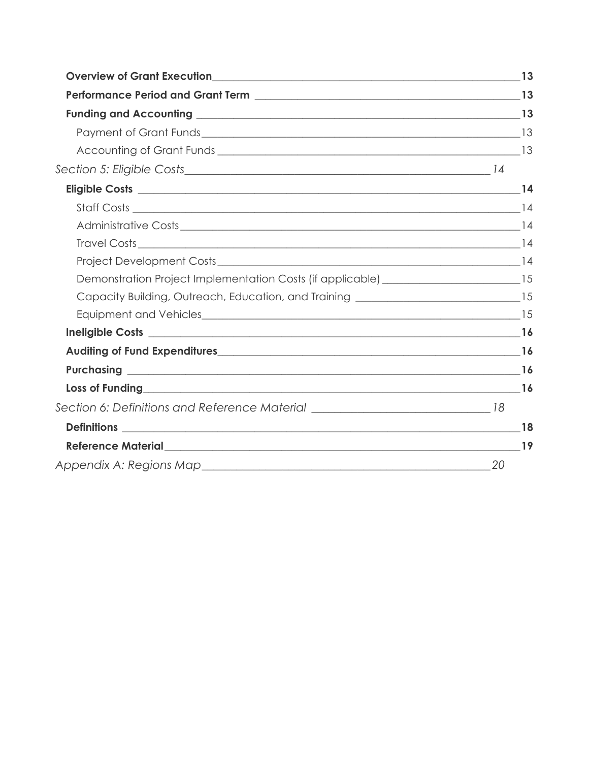**Overview of Grant Execution** 13

**Performance Period and Grant Term** 13

**Funding and Accounting** 13

Payment of Grant Funds 13

Accounting of Grant Funds 13

*Section 5: Eligible Costs* 14

**Eligible Costs** 14

Staff Costs 14

Administrative Costs 14

Travel Costs 14

Project Development Costs 14

Demonstration Project Implementation Costs (if applicable) 15

Capacity Building, Outreach, Education, and Training 15

Equipment and Vehicles 15

**Ineligible Costs** 16

**Auditing of Fund Expenditures** 16

**Purchasing** 16

**Loss of Funding** 16

*Section 6: Definitions and Reference Material* 18

**Definitions** 18

**Reference Material** 19

*Appendix A: Regions Map* 20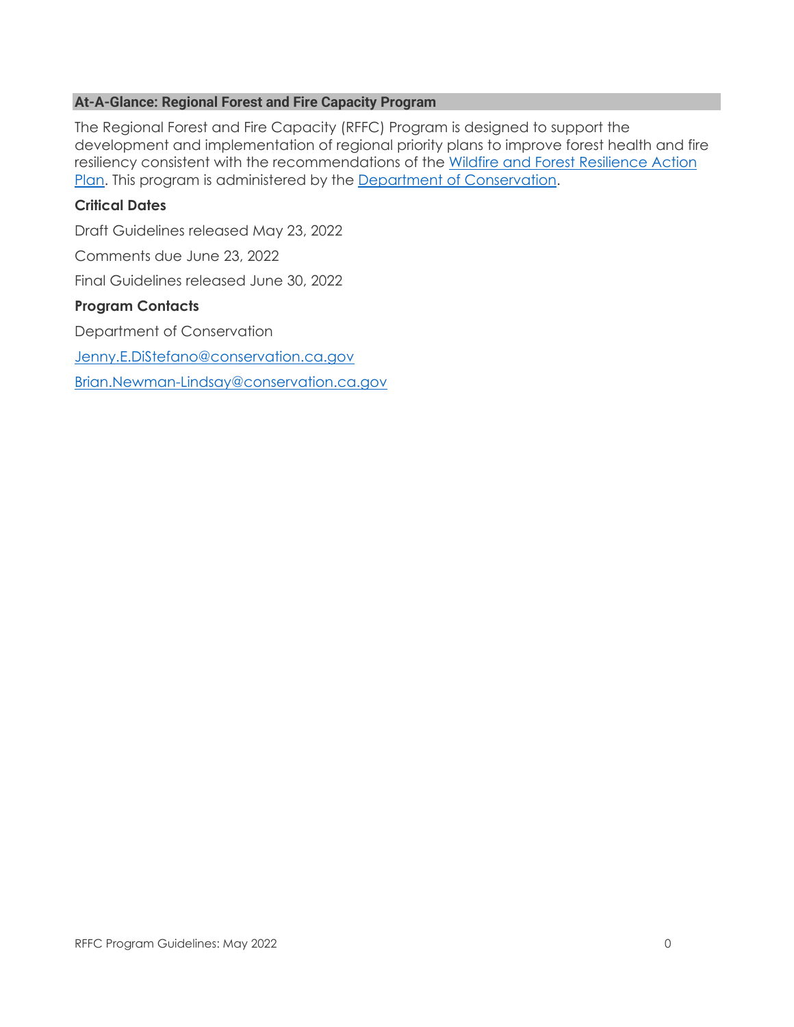## At-A-Glance: Regional Forest and Fire Capacity Program

The Regional Forest and Fire Capacity (RFFC) Program is designed to support the development and implementation of regional priority plans to improve forest health and fire resiliency consistent with the recommendations of the Wildfire and Forest Resilience Action Plan. This program is administered by the Department of Conservation.

### Critical Dates

Draft Guidelines released May 23, 2022

Comments due June 23, 2022

Final Guidelines released June 30, 2022

### Program Contacts

Department of Conservation

Jenny.E.DiStefano@conservation.ca.gov

Brian.Newman-Lindsay@conservation.ca.gov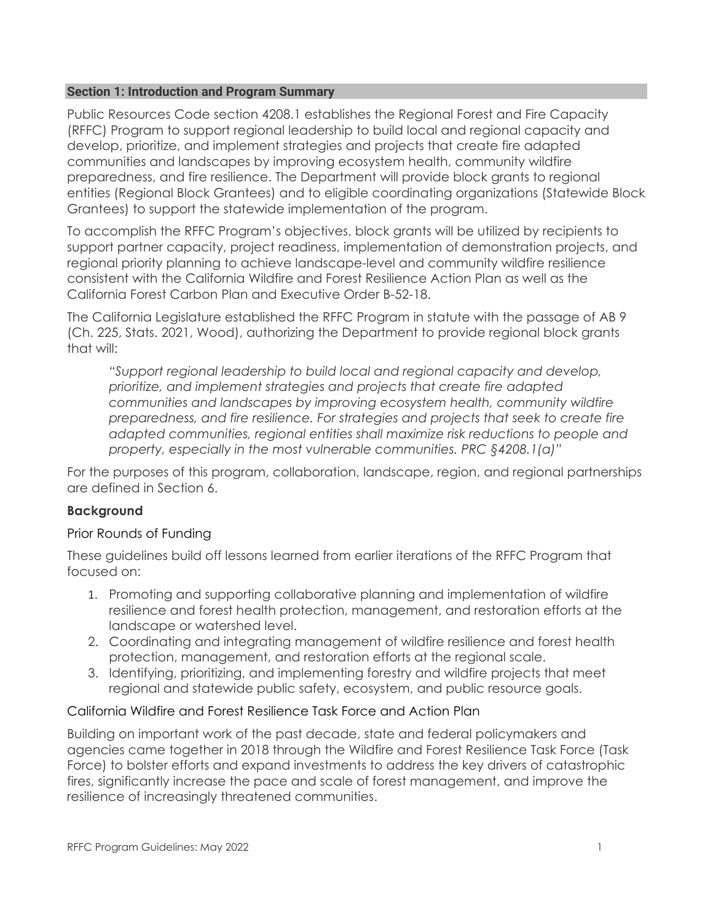## Section 1: Introduction and Program Summary

Public Resources Code section 4208.1 establishes the Regional Forest and Fire Capacity (RFFC) Program to support regional leadership to build local and regional capacity and develop, prioritize, and implement strategies and projects that create fire adapted communities and landscapes by improving ecosystem health, community wildfire preparedness, and fire resilience. The Department will provide block grants to regional entities (Regional Block Grantees) and to eligible coordinating organizations (Statewide Block Grantees) to support the statewide implementation of the program.

To accomplish the RFFC Program's objectives, block grants will be utilized by recipients to support partner capacity, project readiness, implementation of demonstration projects, and regional priority planning to achieve landscape-level and community wildfire resilience consistent with the California Wildfire and Forest Resilience Action Plan as well as the California Forest Carbon Plan and Executive Order B-52-18.

The California Legislature established the RFFC Program in statute with the passage of AB 9 (Ch. 225, Stats. 2021, Wood), authorizing the Department to provide regional block grants that will:

> *"Support regional leadership to build local and regional capacity and develop, prioritize, and implement strategies and projects that create fire adapted communities and landscapes by improving ecosystem health, community wildfire preparedness, and fire resilience. For strategies and projects that seek to create fire adapted communities, regional entities shall maximize risk reductions to people and property, especially in the most vulnerable communities. PRC §4208.1(a)"*

For the purposes of this program, collaboration, landscape, region, and regional partnerships are defined in Section 6.

### Background

#### Prior Rounds of Funding

These guidelines build off lessons learned from earlier iterations of the RFFC Program that focused on:

1. Promoting and supporting collaborative planning and implementation of wildfire resilience and forest health protection, management, and restoration efforts at the landscape or watershed level.
2. Coordinating and integrating management of wildfire resilience and forest health protection, management, and restoration efforts at the regional scale.
3. Identifying, prioritizing, and implementing forestry and wildfire projects that meet regional and statewide public safety, ecosystem, and public resource goals.

#### California Wildfire and Forest Resilience Task Force and Action Plan

Building on important work of the past decade, state and federal policymakers and agencies came together in 2018 through the Wildfire and Forest Resilience Task Force (Task Force) to bolster efforts and expand investments to address the key drivers of catastrophic fires, significantly increase the pace and scale of forest management, and improve the resilience of increasingly threatened communities.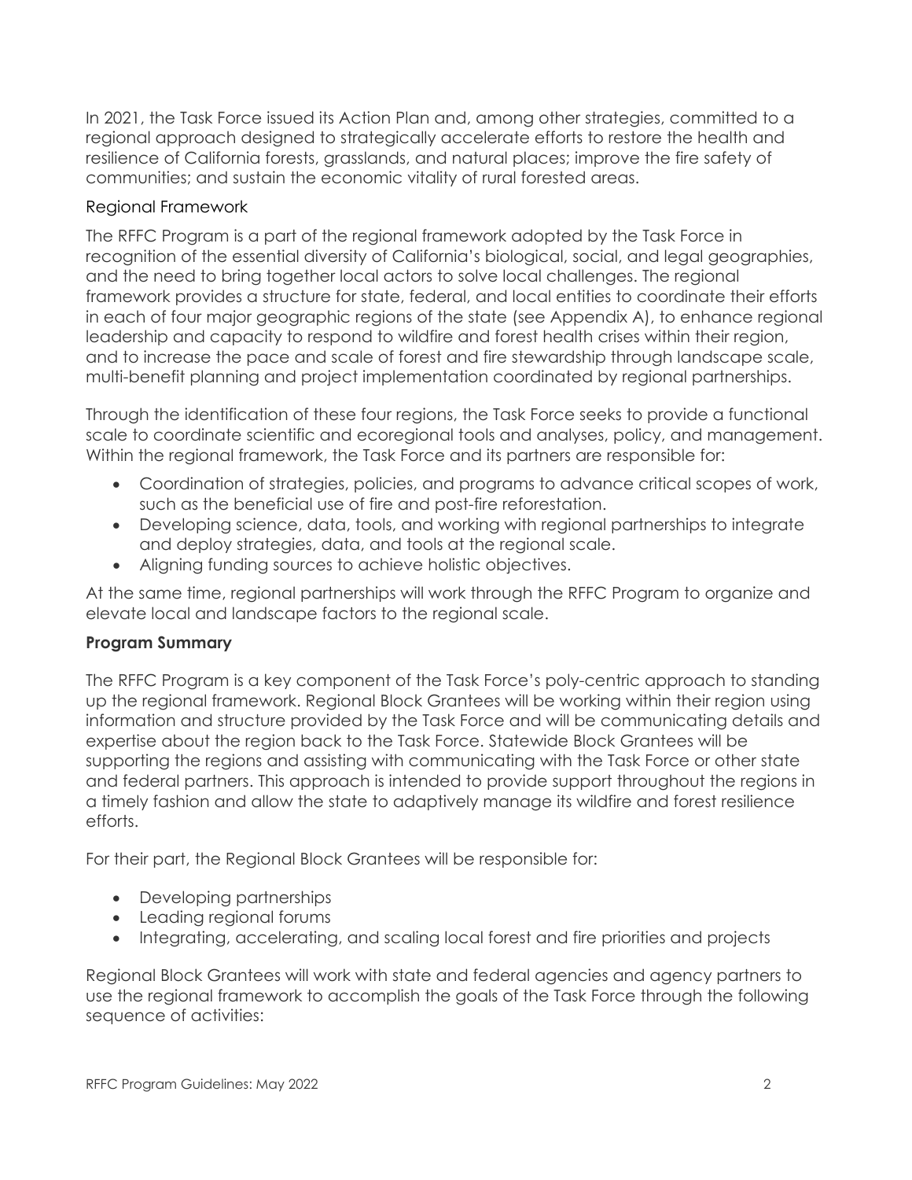In 2021, the Task Force issued its Action Plan and, among other strategies, committed to a regional approach designed to strategically accelerate efforts to restore the health and resilience of California forests, grasslands, and natural places; improve the fire safety of communities; and sustain the economic vitality of rural forested areas.

### Regional Framework

The RFFC Program is a part of the regional framework adopted by the Task Force in recognition of the essential diversity of California's biological, social, and legal geographies, and the need to bring together local actors to solve local challenges. The regional framework provides a structure for state, federal, and local entities to coordinate their efforts in each of four major geographic regions of the state (see Appendix A), to enhance regional leadership and capacity to respond to wildfire and forest health crises within their region, and to increase the pace and scale of forest and fire stewardship through landscape scale, multi-benefit planning and project implementation coordinated by regional partnerships.

Through the identification of these four regions, the Task Force seeks to provide a functional scale to coordinate scientific and ecoregional tools and analyses, policy, and management. Within the regional framework, the Task Force and its partners are responsible for:

- Coordination of strategies, policies, and programs to advance critical scopes of work, such as the beneficial use of fire and post-fire reforestation.
- Developing science, data, tools, and working with regional partnerships to integrate and deploy strategies, data, and tools at the regional scale.
- Aligning funding sources to achieve holistic objectives.

At the same time, regional partnerships will work through the RFFC Program to organize and elevate local and landscape factors to the regional scale.

### Program Summary

The RFFC Program is a key component of the Task Force's poly-centric approach to standing up the regional framework. Regional Block Grantees will be working within their region using information and structure provided by the Task Force and will be communicating details and expertise about the region back to the Task Force. Statewide Block Grantees will be supporting the regions and assisting with communicating with the Task Force or other state and federal partners. This approach is intended to provide support throughout the regions in a timely fashion and allow the state to adaptively manage its wildfire and forest resilience efforts.

For their part, the Regional Block Grantees will be responsible for:

- Developing partnerships
- Leading regional forums
- Integrating, accelerating, and scaling local forest and fire priorities and projects

Regional Block Grantees will work with state and federal agencies and agency partners to use the regional framework to accomplish the goals of the Task Force through the following sequence of activities: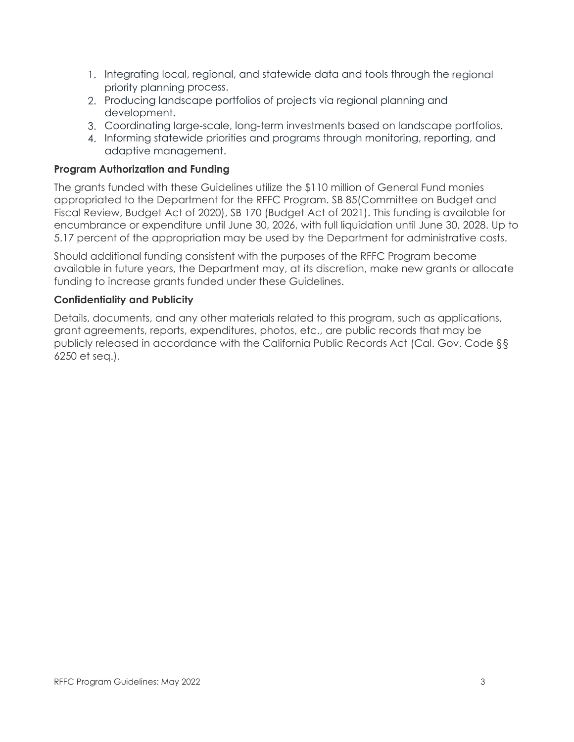1. Integrating local, regional, and statewide data and tools through the regional priority planning process.
2. Producing landscape portfolios of projects via regional planning and development.
3. Coordinating large-scale, long-term investments based on landscape portfolios.
4. Informing statewide priorities and programs through monitoring, reporting, and adaptive management.

**Program Authorization and Funding**

The grants funded with these Guidelines utilize the $110 million of General Fund monies appropriated to the Department for the RFFC Program. SB 85(Committee on Budget and Fiscal Review, Budget Act of 2020), SB 170 (Budget Act of 2021). This funding is available for encumbrance or expenditure until June 30, 2026, with full liquidation until June 30, 2028. Up to 5.17 percent of the appropriation may be used by the Department for administrative costs.

Should additional funding consistent with the purposes of the RFFC Program become available in future years, the Department may, at its discretion, make new grants or allocate funding to increase grants funded under these Guidelines.

**Confidentiality and Publicity**

Details, documents, and any other materials related to this program, such as applications, grant agreements, reports, expenditures, photos, etc., are public records that may be publicly released in accordance with the California Public Records Act (Cal. Gov. Code §§ 6250 et seq.).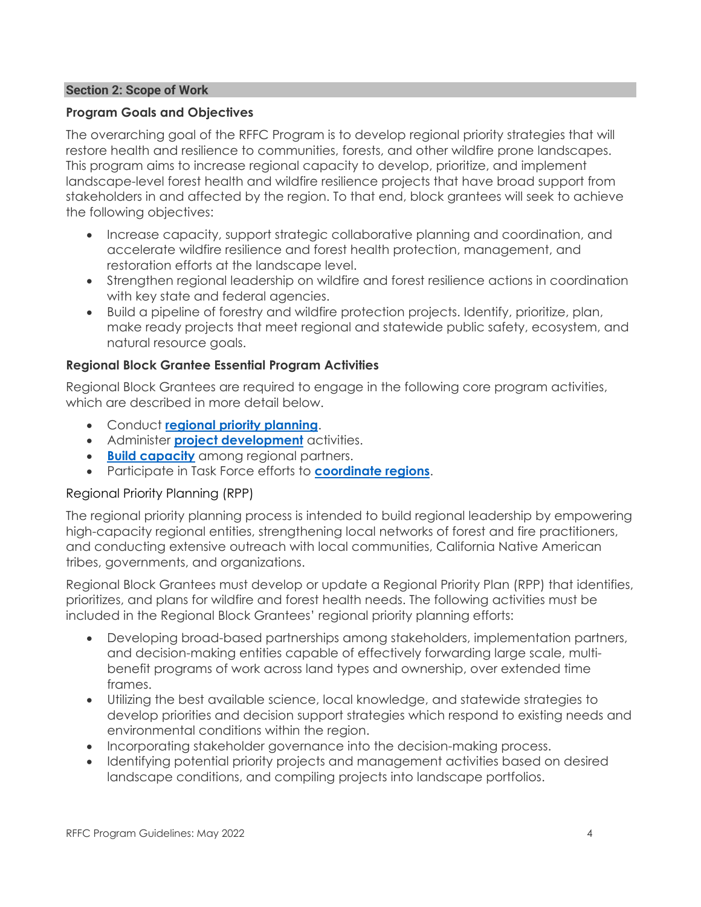## Section 2: Scope of Work

### Program Goals and Objectives

The overarching goal of the RFFC Program is to develop regional priority strategies that will restore health and resilience to communities, forests, and other wildfire prone landscapes. This program aims to increase regional capacity to develop, prioritize, and implement landscape-level forest health and wildfire resilience projects that have broad support from stakeholders in and affected by the region. To that end, block grantees will seek to achieve the following objectives:

- Increase capacity, support strategic collaborative planning and coordination, and accelerate wildfire resilience and forest health protection, management, and restoration efforts at the landscape level.
- Strengthen regional leadership on wildfire and forest resilience actions in coordination with key state and federal agencies.
- Build a pipeline of forestry and wildfire protection projects. Identify, prioritize, plan, make ready projects that meet regional and statewide public safety, ecosystem, and natural resource goals.

### Regional Block Grantee Essential Program Activities

Regional Block Grantees are required to engage in the following core program activities, which are described in more detail below.

- Conduct **regional priority planning**.
- Administer **project development** activities.
- **Build capacity** among regional partners.
- Participate in Task Force efforts to **coordinate regions**.

#### Regional Priority Planning (RPP)

The regional priority planning process is intended to build regional leadership by empowering high-capacity regional entities, strengthening local networks of forest and fire practitioners, and conducting extensive outreach with local communities, California Native American tribes, governments, and organizations.

Regional Block Grantees must develop or update a Regional Priority Plan (RPP) that identifies, prioritizes, and plans for wildfire and forest health needs. The following activities must be included in the Regional Block Grantees' regional priority planning efforts:

- Developing broad-based partnerships among stakeholders, implementation partners, and decision-making entities capable of effectively forwarding large scale, multi-benefit programs of work across land types and ownership, over extended time frames.
- Utilizing the best available science, local knowledge, and statewide strategies to develop priorities and decision support strategies which respond to existing needs and environmental conditions within the region.
- Incorporating stakeholder governance into the decision-making process.
- Identifying potential priority projects and management activities based on desired landscape conditions, and compiling projects into landscape portfolios.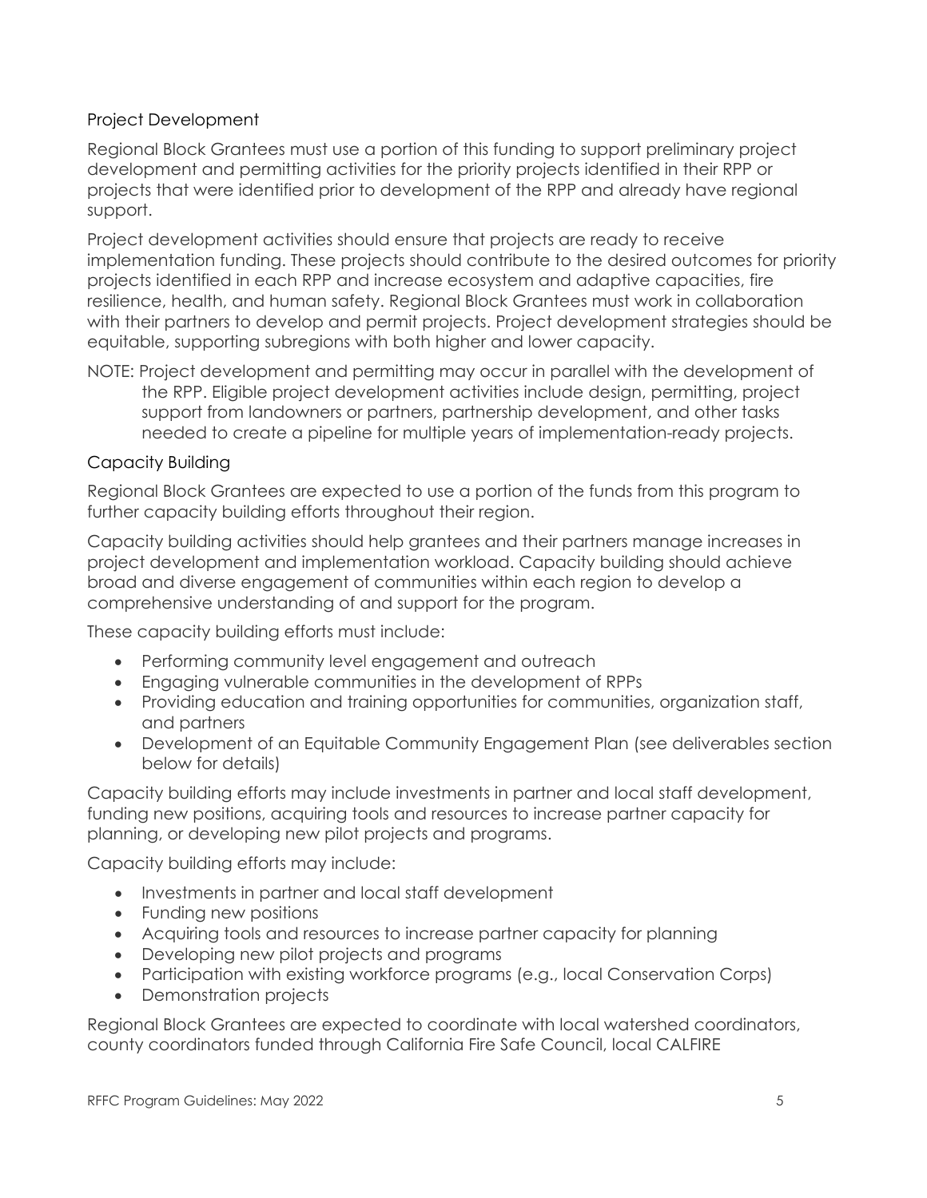### Project Development

Regional Block Grantees must use a portion of this funding to support preliminary project development and permitting activities for the priority projects identified in their RPP or projects that were identified prior to development of the RPP and already have regional support.

Project development activities should ensure that projects are ready to receive implementation funding. These projects should contribute to the desired outcomes for priority projects identified in each RPP and increase ecosystem and adaptive capacities, fire resilience, health, and human safety. Regional Block Grantees must work in collaboration with their partners to develop and permit projects. Project development strategies should be equitable, supporting subregions with both higher and lower capacity.

NOTE: Project development and permitting may occur in parallel with the development of the RPP. Eligible project development activities include design, permitting, project support from landowners or partners, partnership development, and other tasks needed to create a pipeline for multiple years of implementation-ready projects.

### Capacity Building

Regional Block Grantees are expected to use a portion of the funds from this program to further capacity building efforts throughout their region.

Capacity building activities should help grantees and their partners manage increases in project development and implementation workload. Capacity building should achieve broad and diverse engagement of communities within each region to develop a comprehensive understanding of and support for the program.

These capacity building efforts must include:

- Performing community level engagement and outreach
- Engaging vulnerable communities in the development of RPPs
- Providing education and training opportunities for communities, organization staff, and partners
- Development of an Equitable Community Engagement Plan (see deliverables section below for details)

Capacity building efforts may include investments in partner and local staff development, funding new positions, acquiring tools and resources to increase partner capacity for planning, or developing new pilot projects and programs.

Capacity building efforts may include:

- Investments in partner and local staff development
- Funding new positions
- Acquiring tools and resources to increase partner capacity for planning
- Developing new pilot projects and programs
- Participation with existing workforce programs (e.g., local Conservation Corps)
- Demonstration projects

Regional Block Grantees are expected to coordinate with local watershed coordinators, county coordinators funded through California Fire Safe Council, local CALFIRE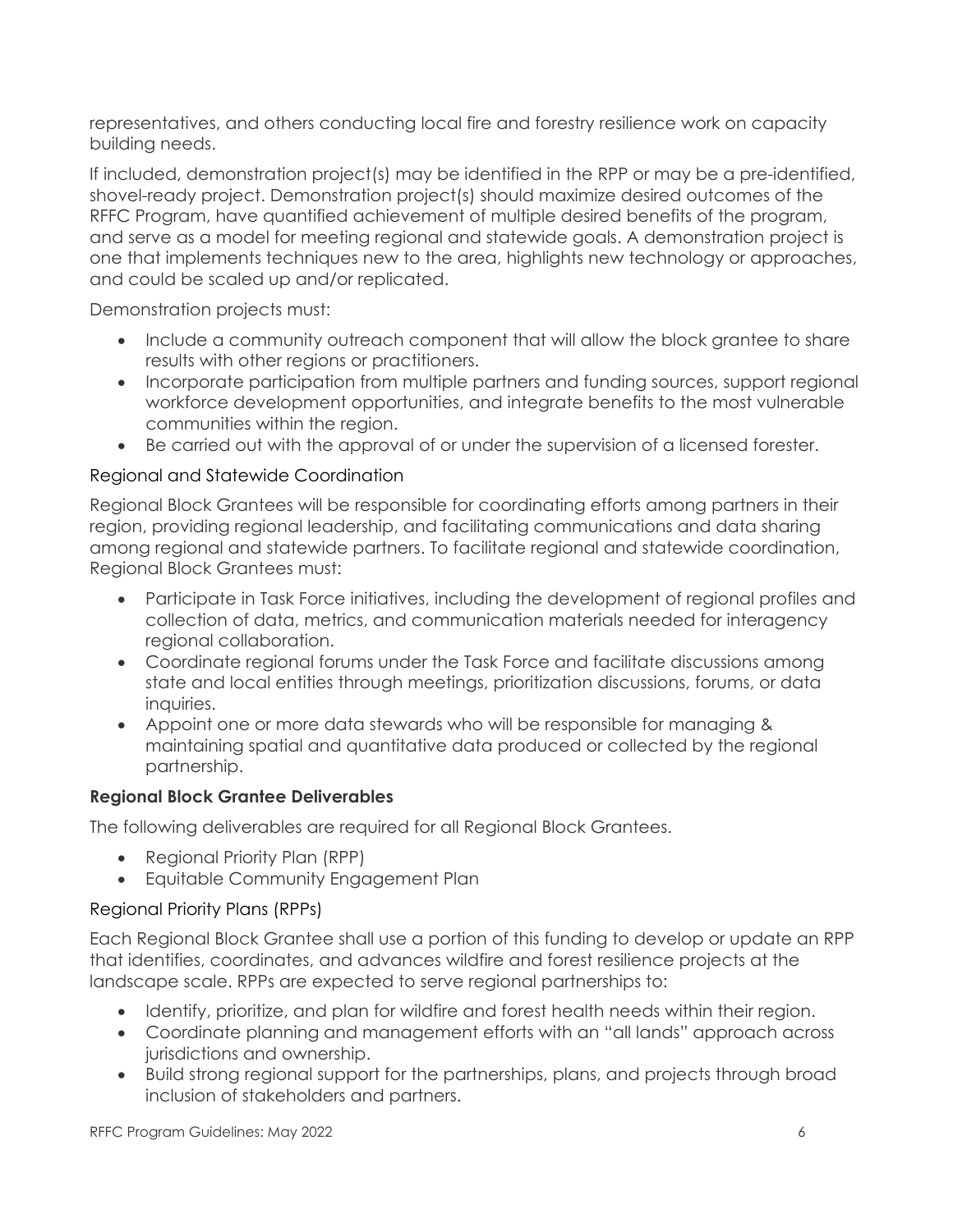representatives, and others conducting local fire and forestry resilience work on capacity building needs.

If included, demonstration project(s) may be identified in the RPP or may be a pre-identified, shovel-ready project. Demonstration project(s) should maximize desired outcomes of the RFFC Program, have quantified achievement of multiple desired benefits of the program, and serve as a model for meeting regional and statewide goals. A demonstration project is one that implements techniques new to the area, highlights new technology or approaches, and could be scaled up and/or replicated.

Demonstration projects must:

- Include a community outreach component that will allow the block grantee to share results with other regions or practitioners.
- Incorporate participation from multiple partners and funding sources, support regional workforce development opportunities, and integrate benefits to the most vulnerable communities within the region.
- Be carried out with the approval of or under the supervision of a licensed forester.

### Regional and Statewide Coordination

Regional Block Grantees will be responsible for coordinating efforts among partners in their region, providing regional leadership, and facilitating communications and data sharing among regional and statewide partners. To facilitate regional and statewide coordination, Regional Block Grantees must:

- Participate in Task Force initiatives, including the development of regional profiles and collection of data, metrics, and communication materials needed for interagency regional collaboration.
- Coordinate regional forums under the Task Force and facilitate discussions among state and local entities through meetings, prioritization discussions, forums, or data inquiries.
- Appoint one or more data stewards who will be responsible for managing & maintaining spatial and quantitative data produced or collected by the regional partnership.

## Regional Block Grantee Deliverables

The following deliverables are required for all Regional Block Grantees.

- Regional Priority Plan (RPP)
- Equitable Community Engagement Plan

### Regional Priority Plans (RPPs)

Each Regional Block Grantee shall use a portion of this funding to develop or update an RPP that identifies, coordinates, and advances wildfire and forest resilience projects at the landscape scale. RPPs are expected to serve regional partnerships to:

- Identify, prioritize, and plan for wildfire and forest health needs within their region.
- Coordinate planning and management efforts with an "all lands" approach across jurisdictions and ownership.
- Build strong regional support for the partnerships, plans, and projects through broad inclusion of stakeholders and partners.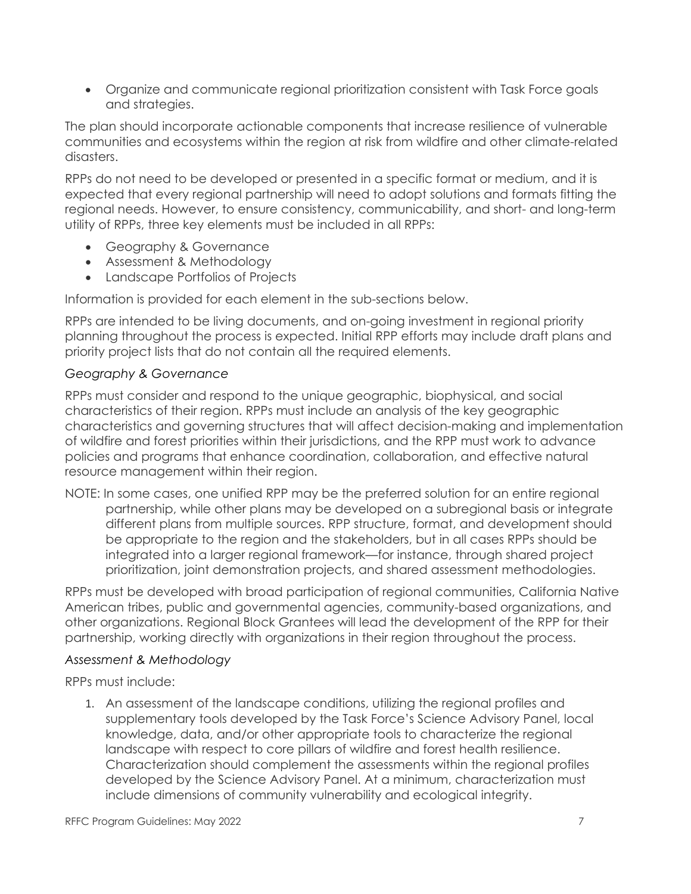- Organize and communicate regional prioritization consistent with Task Force goals and strategies.

The plan should incorporate actionable components that increase resilience of vulnerable communities and ecosystems within the region at risk from wildfire and other climate-related disasters.

RPPs do not need to be developed or presented in a specific format or medium, and it is expected that every regional partnership will need to adopt solutions and formats fitting the regional needs. However, to ensure consistency, communicability, and short- and long-term utility of RPPs, three key elements must be included in all RPPs:

- Geography & Governance
- Assessment & Methodology
- Landscape Portfolios of Projects

Information is provided for each element in the sub-sections below.

RPPs are intended to be living documents, and on-going investment in regional priority planning throughout the process is expected. Initial RPP efforts may include draft plans and priority project lists that do not contain all the required elements.

*Geography & Governance*

RPPs must consider and respond to the unique geographic, biophysical, and social characteristics of their region. RPPs must include an analysis of the key geographic characteristics and governing structures that will affect decision-making and implementation of wildfire and forest priorities within their jurisdictions, and the RPP must work to advance policies and programs that enhance coordination, collaboration, and effective natural resource management within their region.

NOTE: In some cases, one unified RPP may be the preferred solution for an entire regional partnership, while other plans may be developed on a subregional basis or integrate different plans from multiple sources. RPP structure, format, and development should be appropriate to the region and the stakeholders, but in all cases RPPs should be integrated into a larger regional framework—for instance, through shared project prioritization, joint demonstration projects, and shared assessment methodologies.

RPPs must be developed with broad participation of regional communities, California Native American tribes, public and governmental agencies, community-based organizations, and other organizations. Regional Block Grantees will lead the development of the RPP for their partnership, working directly with organizations in their region throughout the process.

*Assessment & Methodology*

RPPs must include:

1. An assessment of the landscape conditions, utilizing the regional profiles and supplementary tools developed by the Task Force's Science Advisory Panel, local knowledge, data, and/or other appropriate tools to characterize the regional landscape with respect to core pillars of wildfire and forest health resilience. Characterization should complement the assessments within the regional profiles developed by the Science Advisory Panel. At a minimum, characterization must include dimensions of community vulnerability and ecological integrity.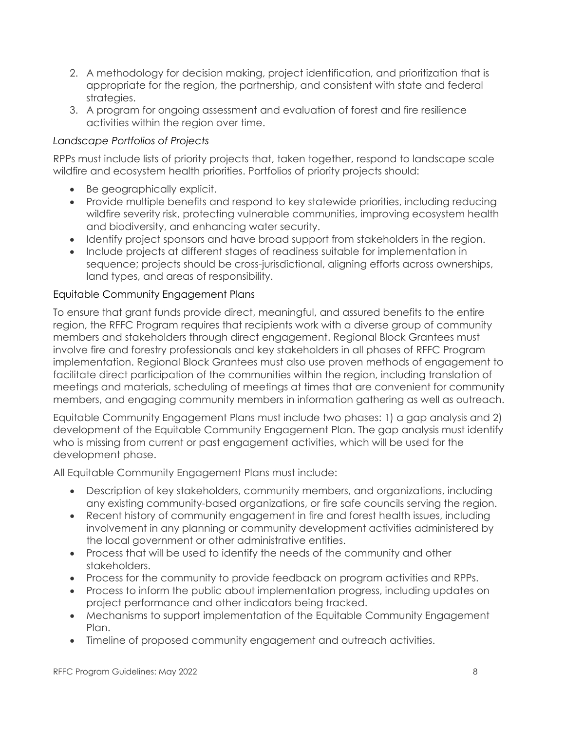2. A methodology for decision making, project identification, and prioritization that is appropriate for the region, the partnership, and consistent with state and federal strategies.
3. A program for ongoing assessment and evaluation of forest and fire resilience activities within the region over time.

#### *Landscape Portfolios of Projects*

RPPs must include lists of priority projects that, taken together, respond to landscape scale wildfire and ecosystem health priorities. Portfolios of priority projects should:

- Be geographically explicit.
- Provide multiple benefits and respond to key statewide priorities, including reducing wildfire severity risk, protecting vulnerable communities, improving ecosystem health and biodiversity, and enhancing water security.
- Identify project sponsors and have broad support from stakeholders in the region.
- Include projects at different stages of readiness suitable for implementation in sequence; projects should be cross-jurisdictional, aligning efforts across ownerships, land types, and areas of responsibility.

### Equitable Community Engagement Plans

To ensure that grant funds provide direct, meaningful, and assured benefits to the entire region, the RFFC Program requires that recipients work with a diverse group of community members and stakeholders through direct engagement. Regional Block Grantees must involve fire and forestry professionals and key stakeholders in all phases of RFFC Program implementation. Regional Block Grantees must also use proven methods of engagement to facilitate direct participation of the communities within the region, including translation of meetings and materials, scheduling of meetings at times that are convenient for community members, and engaging community members in information gathering as well as outreach.

Equitable Community Engagement Plans must include two phases: 1) a gap analysis and 2) development of the Equitable Community Engagement Plan. The gap analysis must identify who is missing from current or past engagement activities, which will be used for the development phase.

All Equitable Community Engagement Plans must include:

- Description of key stakeholders, community members, and organizations, including any existing community-based organizations, or fire safe councils serving the region.
- Recent history of community engagement in fire and forest health issues, including involvement in any planning or community development activities administered by the local government or other administrative entities.
- Process that will be used to identify the needs of the community and other stakeholders.
- Process for the community to provide feedback on program activities and RPPs.
- Process to inform the public about implementation progress, including updates on project performance and other indicators being tracked.
- Mechanisms to support implementation of the Equitable Community Engagement Plan.
- Timeline of proposed community engagement and outreach activities.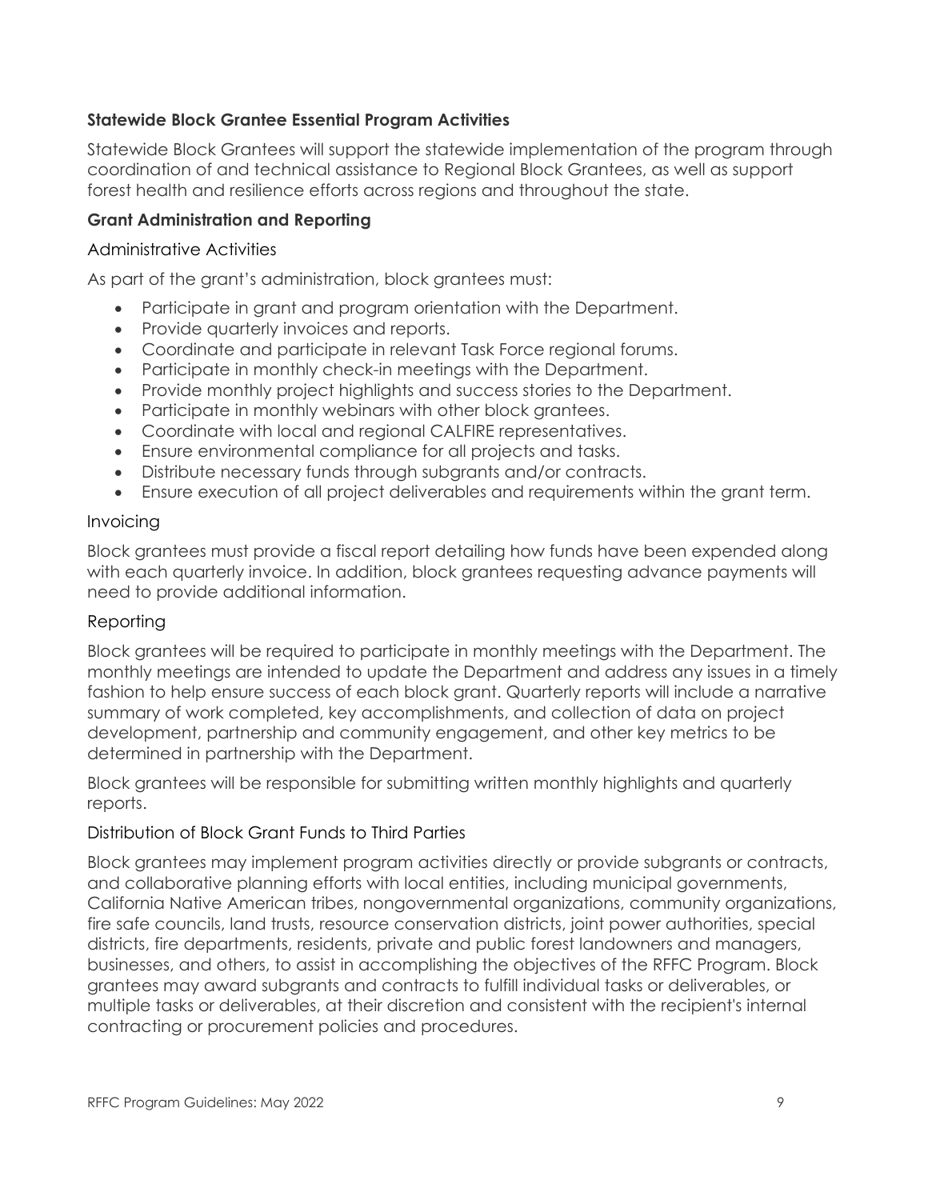### Statewide Block Grantee Essential Program Activities

Statewide Block Grantees will support the statewide implementation of the program through coordination of and technical assistance to Regional Block Grantees, as well as support forest health and resilience efforts across regions and throughout the state.

### Grant Administration and Reporting

#### Administrative Activities

As part of the grant's administration, block grantees must:

- Participate in grant and program orientation with the Department.
- Provide quarterly invoices and reports.
- Coordinate and participate in relevant Task Force regional forums.
- Participate in monthly check-in meetings with the Department.
- Provide monthly project highlights and success stories to the Department.
- Participate in monthly webinars with other block grantees.
- Coordinate with local and regional CALFIRE representatives.
- Ensure environmental compliance for all projects and tasks.
- Distribute necessary funds through subgrants and/or contracts.
- Ensure execution of all project deliverables and requirements within the grant term.

#### Invoicing

Block grantees must provide a fiscal report detailing how funds have been expended along with each quarterly invoice. In addition, block grantees requesting advance payments will need to provide additional information.

#### Reporting

Block grantees will be required to participate in monthly meetings with the Department. The monthly meetings are intended to update the Department and address any issues in a timely fashion to help ensure success of each block grant. Quarterly reports will include a narrative summary of work completed, key accomplishments, and collection of data on project development, partnership and community engagement, and other key metrics to be determined in partnership with the Department.

Block grantees will be responsible for submitting written monthly highlights and quarterly reports.

#### Distribution of Block Grant Funds to Third Parties

Block grantees may implement program activities directly or provide subgrants or contracts, and collaborative planning efforts with local entities, including municipal governments, California Native American tribes, nongovernmental organizations, community organizations, fire safe councils, land trusts, resource conservation districts, joint power authorities, special districts, fire departments, residents, private and public forest landowners and managers, businesses, and others, to assist in accomplishing the objectives of the RFFC Program. Block grantees may award subgrants and contracts to fulfill individual tasks or deliverables, or multiple tasks or deliverables, at their discretion and consistent with the recipient's internal contracting or procurement policies and procedures.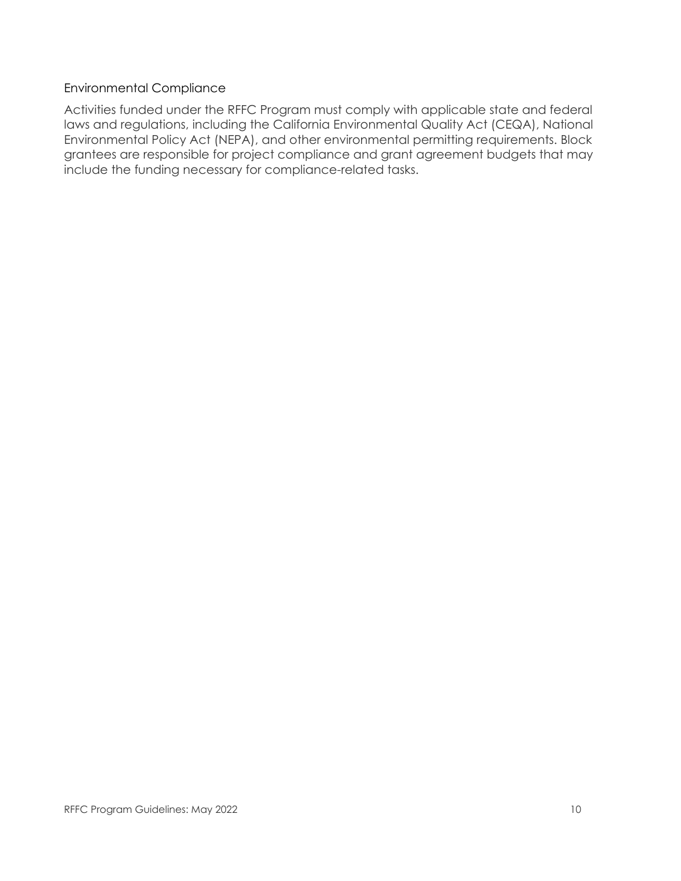### Environmental Compliance

Activities funded under the RFFC Program must comply with applicable state and federal laws and regulations, including the California Environmental Quality Act (CEQA), National Environmental Policy Act (NEPA), and other environmental permitting requirements. Block grantees are responsible for project compliance and grant agreement budgets that may include the funding necessary for compliance-related tasks.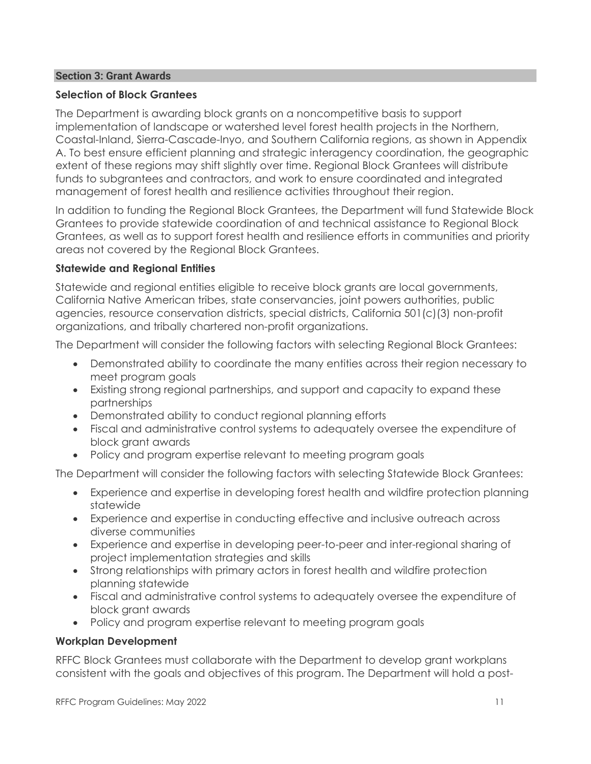## Section 3: Grant Awards

### Selection of Block Grantees

The Department is awarding block grants on a noncompetitive basis to support implementation of landscape or watershed level forest health projects in the Northern, Coastal-Inland, Sierra-Cascade-Inyo, and Southern California regions, as shown in Appendix A. To best ensure efficient planning and strategic interagency coordination, the geographic extent of these regions may shift slightly over time. Regional Block Grantees will distribute funds to subgrantees and contractors, and work to ensure coordinated and integrated management of forest health and resilience activities throughout their region.

In addition to funding the Regional Block Grantees, the Department will fund Statewide Block Grantees to provide statewide coordination of and technical assistance to Regional Block Grantees, as well as to support forest health and resilience efforts in communities and priority areas not covered by the Regional Block Grantees.

### Statewide and Regional Entities

Statewide and regional entities eligible to receive block grants are local governments, California Native American tribes, state conservancies, joint powers authorities, public agencies, resource conservation districts, special districts, California 501(c)(3) non-profit organizations, and tribally chartered non-profit organizations.

The Department will consider the following factors with selecting Regional Block Grantees:

- Demonstrated ability to coordinate the many entities across their region necessary to meet program goals
- Existing strong regional partnerships, and support and capacity to expand these partnerships
- Demonstrated ability to conduct regional planning efforts
- Fiscal and administrative control systems to adequately oversee the expenditure of block grant awards
- Policy and program expertise relevant to meeting program goals

The Department will consider the following factors with selecting Statewide Block Grantees:

- Experience and expertise in developing forest health and wildfire protection planning statewide
- Experience and expertise in conducting effective and inclusive outreach across diverse communities
- Experience and expertise in developing peer-to-peer and inter-regional sharing of project implementation strategies and skills
- Strong relationships with primary actors in forest health and wildfire protection planning statewide
- Fiscal and administrative control systems to adequately oversee the expenditure of block grant awards
- Policy and program expertise relevant to meeting program goals

### Workplan Development

RFFC Block Grantees must collaborate with the Department to develop grant workplans consistent with the goals and objectives of this program. The Department will hold a post-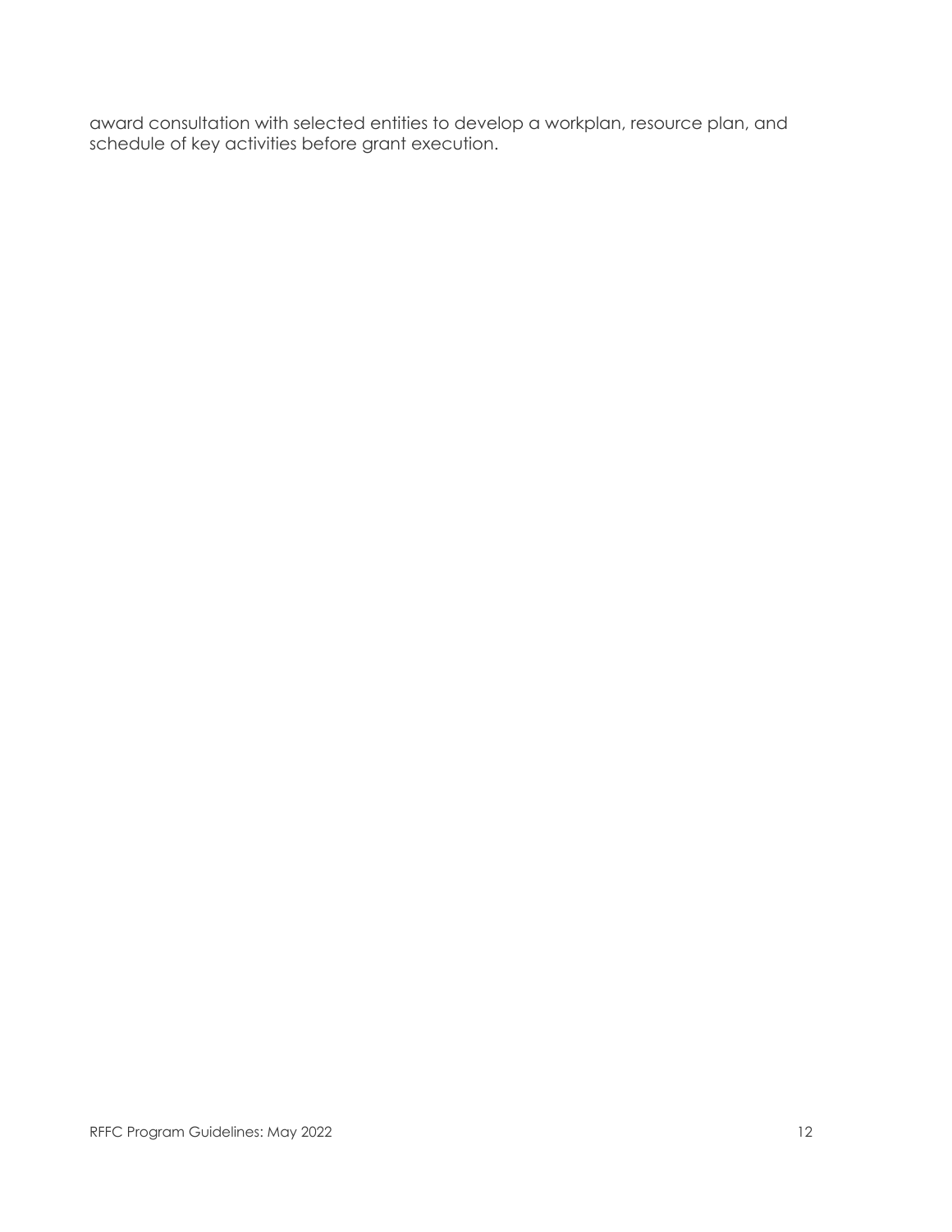award consultation with selected entities to develop a workplan, resource plan, and schedule of key activities before grant execution.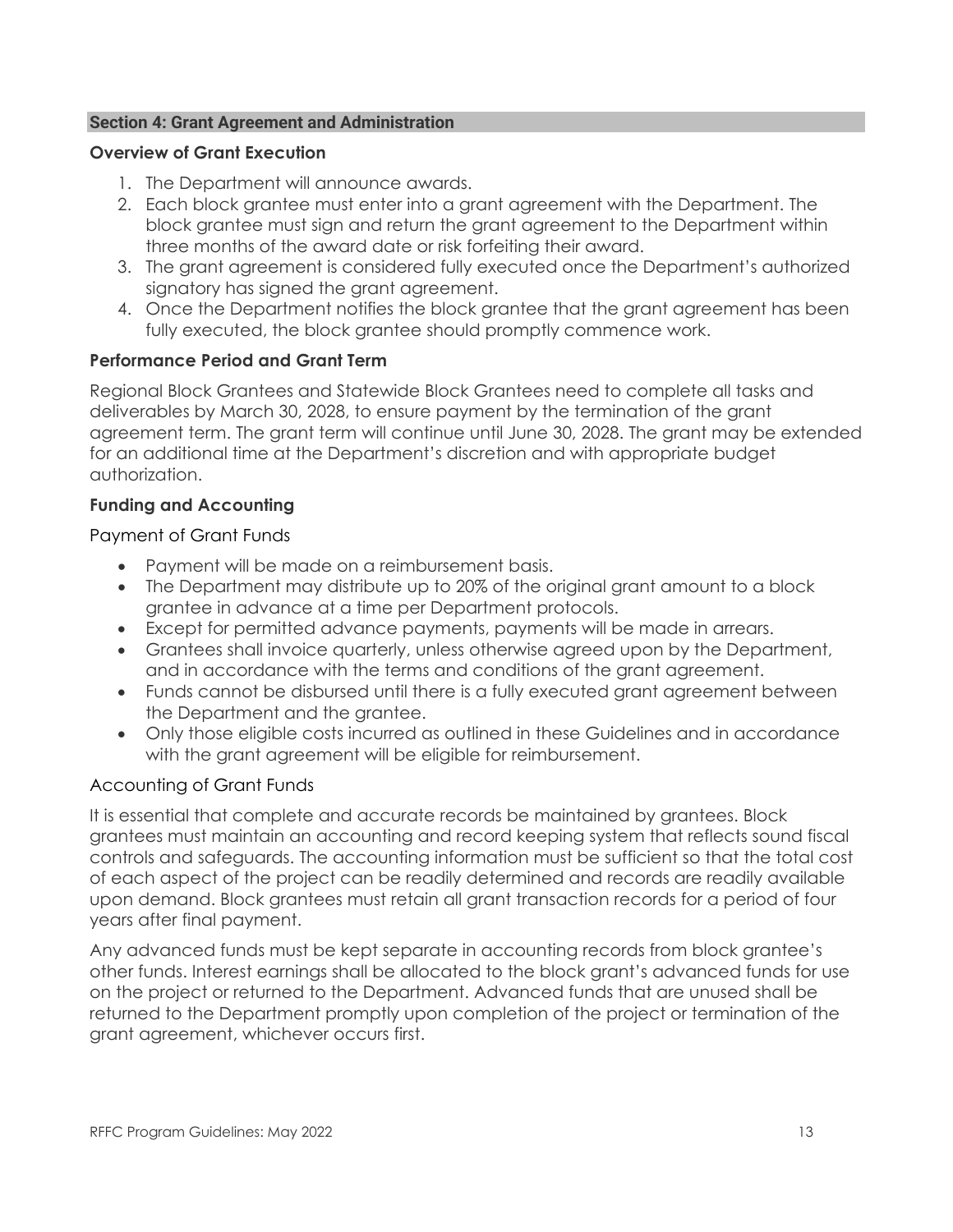## Section 4: Grant Agreement and Administration

### Overview of Grant Execution

1. The Department will announce awards.
2. Each block grantee must enter into a grant agreement with the Department. The block grantee must sign and return the grant agreement to the Department within three months of the award date or risk forfeiting their award.
3. The grant agreement is considered fully executed once the Department's authorized signatory has signed the grant agreement.
4. Once the Department notifies the block grantee that the grant agreement has been fully executed, the block grantee should promptly commence work.

### Performance Period and Grant Term

Regional Block Grantees and Statewide Block Grantees need to complete all tasks and deliverables by March 30, 2028, to ensure payment by the termination of the grant agreement term. The grant term will continue until June 30, 2028. The grant may be extended for an additional time at the Department's discretion and with appropriate budget authorization.

### Funding and Accounting

#### Payment of Grant Funds

- Payment will be made on a reimbursement basis.
- The Department may distribute up to 20% of the original grant amount to a block grantee in advance at a time per Department protocols.
- Except for permitted advance payments, payments will be made in arrears.
- Grantees shall invoice quarterly, unless otherwise agreed upon by the Department, and in accordance with the terms and conditions of the grant agreement.
- Funds cannot be disbursed until there is a fully executed grant agreement between the Department and the grantee.
- Only those eligible costs incurred as outlined in these Guidelines and in accordance with the grant agreement will be eligible for reimbursement.

#### Accounting of Grant Funds

It is essential that complete and accurate records be maintained by grantees. Block grantees must maintain an accounting and record keeping system that reflects sound fiscal controls and safeguards. The accounting information must be sufficient so that the total cost of each aspect of the project can be readily determined and records are readily available upon demand. Block grantees must retain all grant transaction records for a period of four years after final payment.

Any advanced funds must be kept separate in accounting records from block grantee's other funds. Interest earnings shall be allocated to the block grant's advanced funds for use on the project or returned to the Department. Advanced funds that are unused shall be returned to the Department promptly upon completion of the project or termination of the grant agreement, whichever occurs first.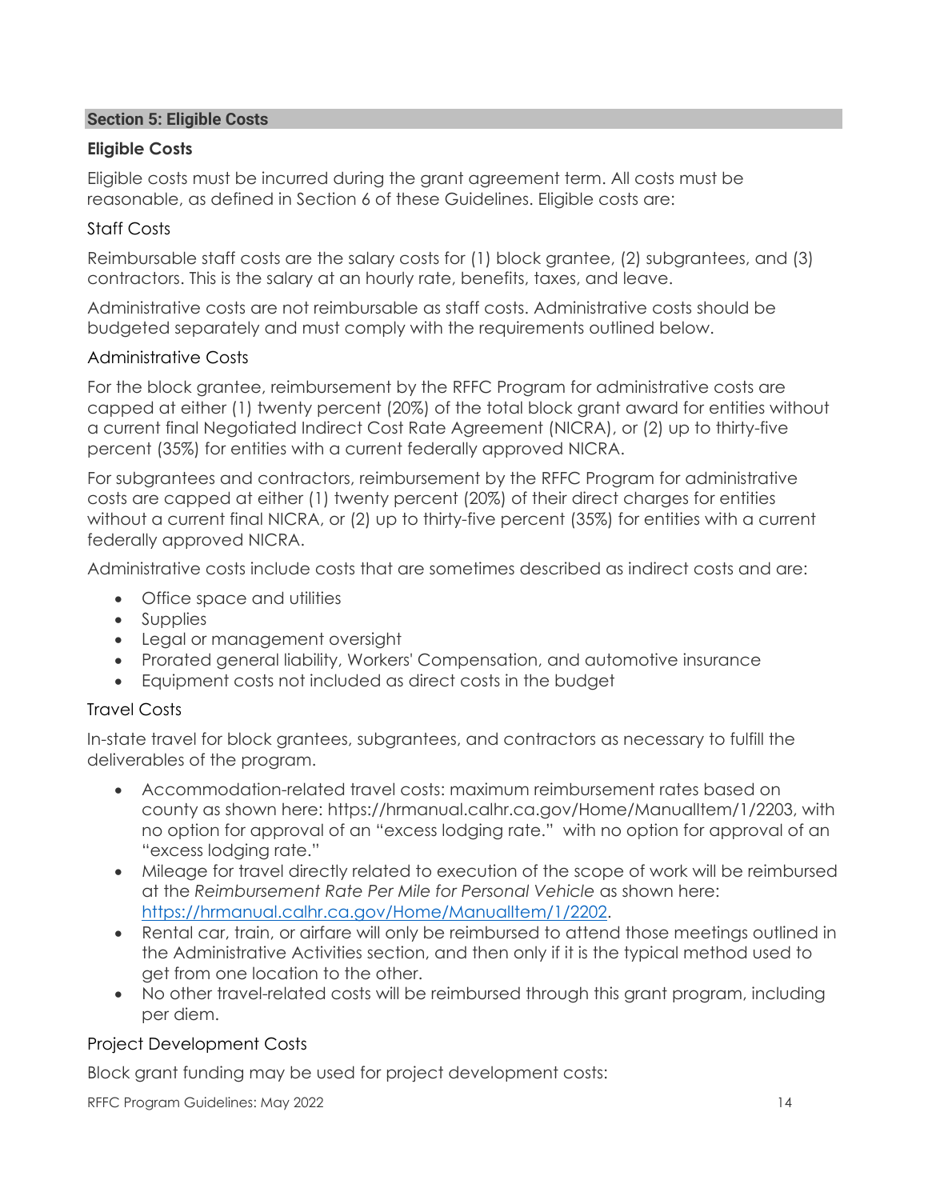## Section 5: Eligible Costs

### Eligible Costs

Eligible costs must be incurred during the grant agreement term. All costs must be reasonable, as defined in Section 6 of these Guidelines. Eligible costs are:

#### Staff Costs

Reimbursable staff costs are the salary costs for (1) block grantee, (2) subgrantees, and (3) contractors. This is the salary at an hourly rate, benefits, taxes, and leave.

Administrative costs are not reimbursable as staff costs. Administrative costs should be budgeted separately and must comply with the requirements outlined below.

#### Administrative Costs

For the block grantee, reimbursement by the RFFC Program for administrative costs are capped at either (1) twenty percent (20%) of the total block grant award for entities without a current final Negotiated Indirect Cost Rate Agreement (NICRA), or (2) up to thirty-five percent (35%) for entities with a current federally approved NICRA.

For subgrantees and contractors, reimbursement by the RFFC Program for administrative costs are capped at either (1) twenty percent (20%) of their direct charges for entities without a current final NICRA, or (2) up to thirty-five percent (35%) for entities with a current federally approved NICRA.

Administrative costs include costs that are sometimes described as indirect costs and are:

- Office space and utilities
- Supplies
- Legal or management oversight
- Prorated general liability, Workers' Compensation, and automotive insurance
- Equipment costs not included as direct costs in the budget

#### Travel Costs

In-state travel for block grantees, subgrantees, and contractors as necessary to fulfill the deliverables of the program.

- Accommodation-related travel costs: maximum reimbursement rates based on county as shown here: https://hrmanual.calhr.ca.gov/Home/ManualItem/1/2203, with no option for approval of an "excess lodging rate." with no option for approval of an "excess lodging rate."
- Mileage for travel directly related to execution of the scope of work will be reimbursed at the *Reimbursement Rate Per Mile for Personal Vehicle* as shown here: https://hrmanual.calhr.ca.gov/Home/ManualItem/1/2202.
- Rental car, train, or airfare will only be reimbursed to attend those meetings outlined in the Administrative Activities section, and then only if it is the typical method used to get from one location to the other.
- No other travel-related costs will be reimbursed through this grant program, including per diem.

#### Project Development Costs

Block grant funding may be used for project development costs: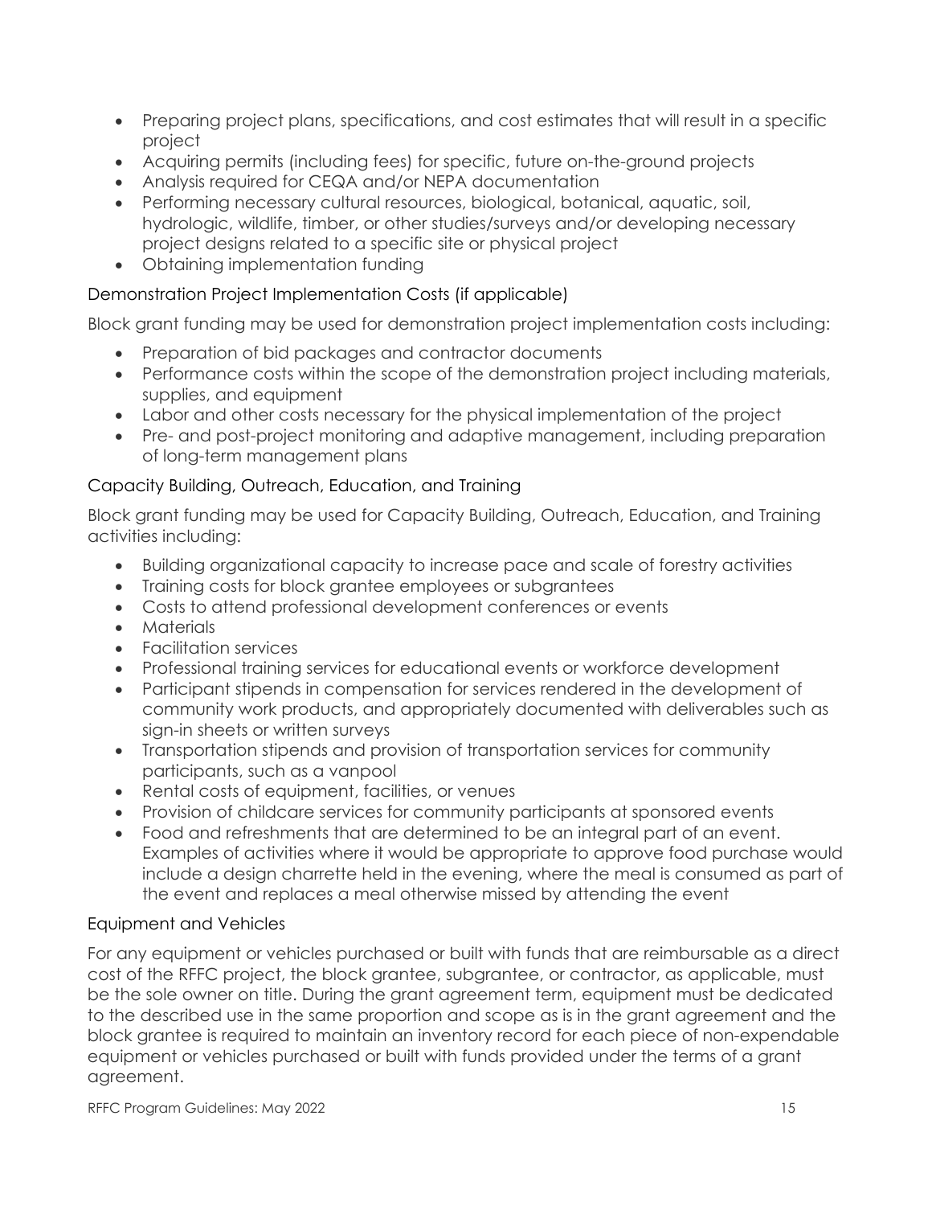- Preparing project plans, specifications, and cost estimates that will result in a specific project
- Acquiring permits (including fees) for specific, future on-the-ground projects
- Analysis required for CEQA and/or NEPA documentation
- Performing necessary cultural resources, biological, botanical, aquatic, soil, hydrologic, wildlife, timber, or other studies/surveys and/or developing necessary project designs related to a specific site or physical project
- Obtaining implementation funding

### Demonstration Project Implementation Costs (if applicable)

Block grant funding may be used for demonstration project implementation costs including:

- Preparation of bid packages and contractor documents
- Performance costs within the scope of the demonstration project including materials, supplies, and equipment
- Labor and other costs necessary for the physical implementation of the project
- Pre- and post-project monitoring and adaptive management, including preparation of long-term management plans

### Capacity Building, Outreach, Education, and Training

Block grant funding may be used for Capacity Building, Outreach, Education, and Training activities including:

- Building organizational capacity to increase pace and scale of forestry activities
- Training costs for block grantee employees or subgrantees
- Costs to attend professional development conferences or events
- Materials
- Facilitation services
- Professional training services for educational events or workforce development
- Participant stipends in compensation for services rendered in the development of community work products, and appropriately documented with deliverables such as sign-in sheets or written surveys
- Transportation stipends and provision of transportation services for community participants, such as a vanpool
- Rental costs of equipment, facilities, or venues
- Provision of childcare services for community participants at sponsored events
- Food and refreshments that are determined to be an integral part of an event. Examples of activities where it would be appropriate to approve food purchase would include a design charrette held in the evening, where the meal is consumed as part of the event and replaces a meal otherwise missed by attending the event

### Equipment and Vehicles

For any equipment or vehicles purchased or built with funds that are reimbursable as a direct cost of the RFFC project, the block grantee, subgrantee, or contractor, as applicable, must be the sole owner on title. During the grant agreement term, equipment must be dedicated to the described use in the same proportion and scope as is in the grant agreement and the block grantee is required to maintain an inventory record for each piece of non-expendable equipment or vehicles purchased or built with funds provided under the terms of a grant agreement.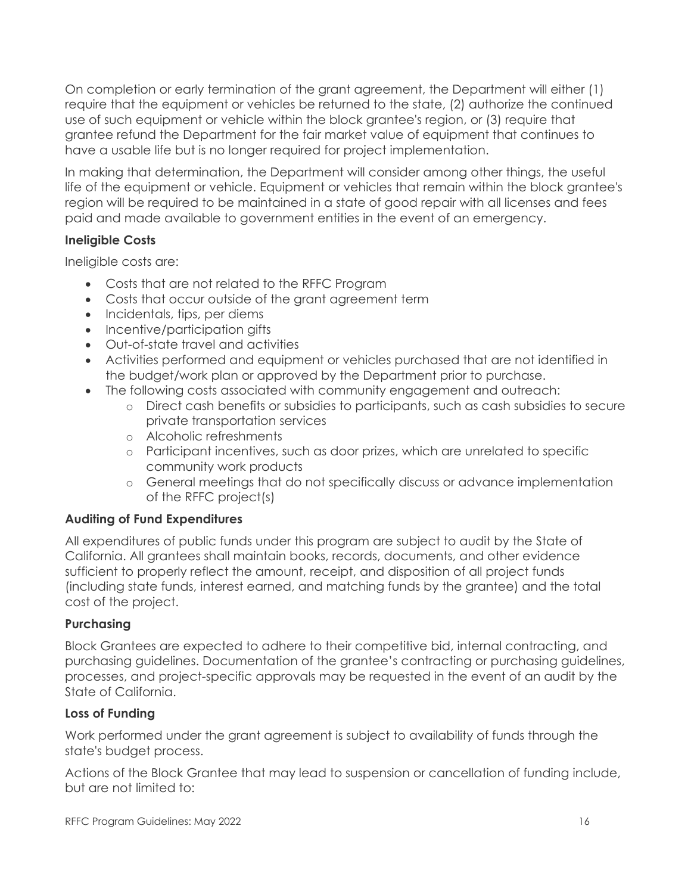On completion or early termination of the grant agreement, the Department will either (1) require that the equipment or vehicles be returned to the state, (2) authorize the continued use of such equipment or vehicle within the block grantee's region, or (3) require that grantee refund the Department for the fair market value of equipment that continues to have a usable life but is no longer required for project implementation.

In making that determination, the Department will consider among other things, the useful life of the equipment or vehicle. Equipment or vehicles that remain within the block grantee's region will be required to be maintained in a state of good repair with all licenses and fees paid and made available to government entities in the event of an emergency.

**Ineligible Costs**

Ineligible costs are:

- Costs that are not related to the RFFC Program
- Costs that occur outside of the grant agreement term
- Incidentals, tips, per diems
- Incentive/participation gifts
- Out-of-state travel and activities
- Activities performed and equipment or vehicles purchased that are not identified in the budget/work plan or approved by the Department prior to purchase.
- The following costs associated with community engagement and outreach:
    - Direct cash benefits or subsidies to participants, such as cash subsidies to secure private transportation services
    - Alcoholic refreshments
    - Participant incentives, such as door prizes, which are unrelated to specific community work products
    - General meetings that do not specifically discuss or advance implementation of the RFFC project(s)

**Auditing of Fund Expenditures**

All expenditures of public funds under this program are subject to audit by the State of California. All grantees shall maintain books, records, documents, and other evidence sufficient to properly reflect the amount, receipt, and disposition of all project funds (including state funds, interest earned, and matching funds by the grantee) and the total cost of the project.

**Purchasing**

Block Grantees are expected to adhere to their competitive bid, internal contracting, and purchasing guidelines. Documentation of the grantee's contracting or purchasing guidelines, processes, and project-specific approvals may be requested in the event of an audit by the State of California.

**Loss of Funding**

Work performed under the grant agreement is subject to availability of funds through the state's budget process.

Actions of the Block Grantee that may lead to suspension or cancellation of funding include, but are not limited to: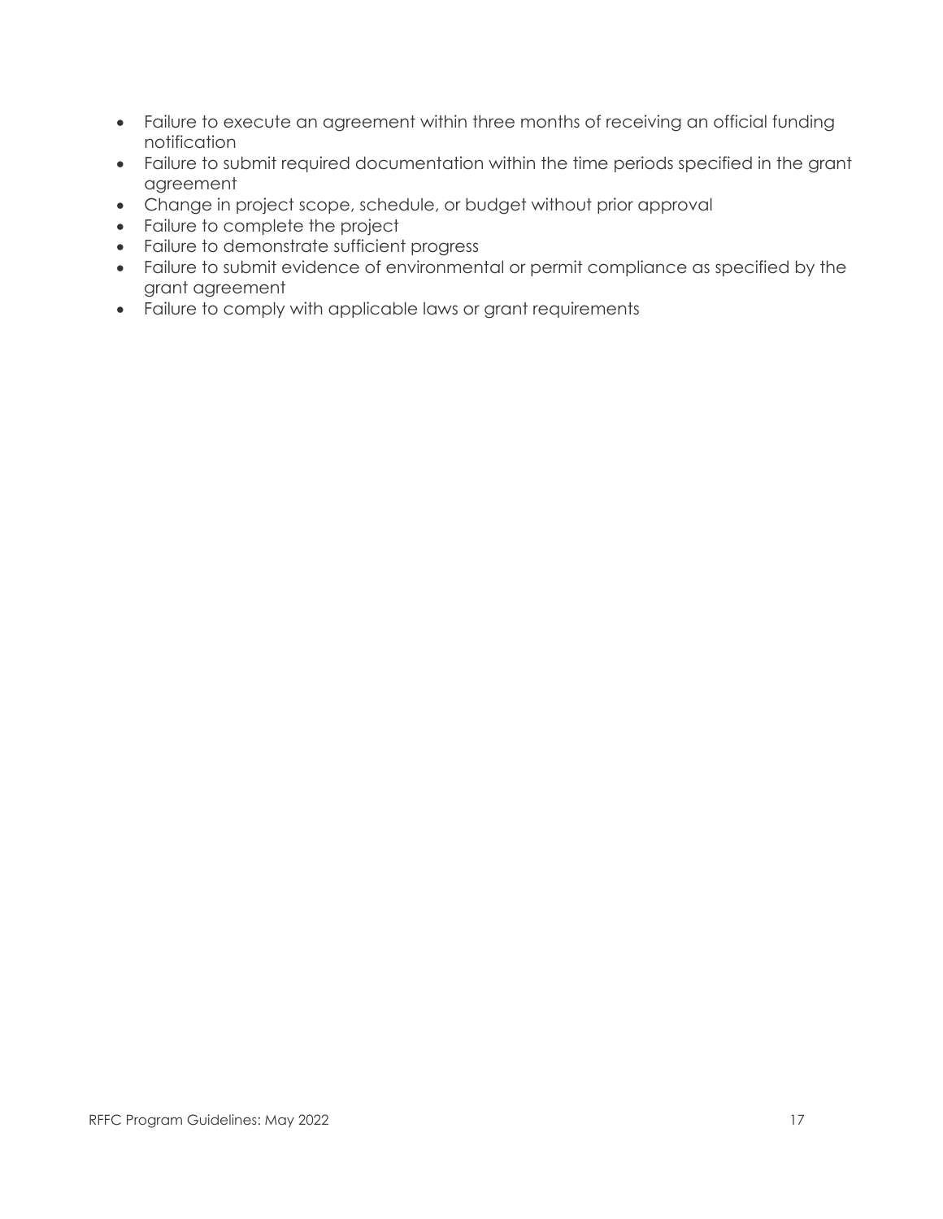- Failure to execute an agreement within three months of receiving an official funding notification
- Failure to submit required documentation within the time periods specified in the grant agreement
- Change in project scope, schedule, or budget without prior approval
- Failure to complete the project
- Failure to demonstrate sufficient progress
- Failure to submit evidence of environmental or permit compliance as specified by the grant agreement
- Failure to comply with applicable laws or grant requirements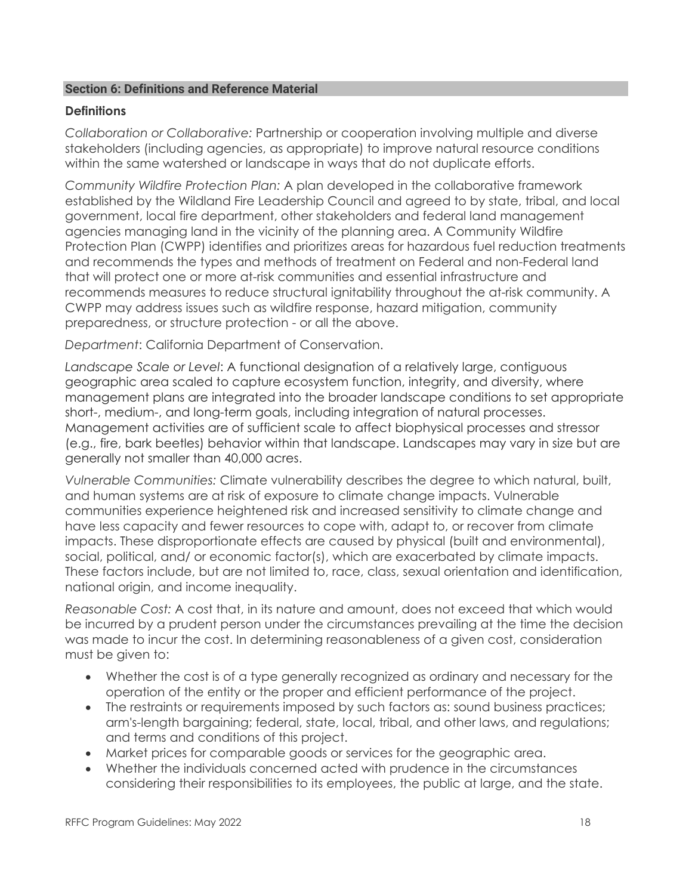## Section 6: Definitions and Reference Material

### Definitions

*Collaboration or Collaborative:* Partnership or cooperation involving multiple and diverse stakeholders (including agencies, as appropriate) to improve natural resource conditions within the same watershed or landscape in ways that do not duplicate efforts.

*Community Wildfire Protection Plan:* A plan developed in the collaborative framework established by the Wildland Fire Leadership Council and agreed to by state, tribal, and local government, local fire department, other stakeholders and federal land management agencies managing land in the vicinity of the planning area. A Community Wildfire Protection Plan (CWPP) identifies and prioritizes areas for hazardous fuel reduction treatments and recommends the types and methods of treatment on Federal and non-Federal land that will protect one or more at-risk communities and essential infrastructure and recommends measures to reduce structural ignitability throughout the at-risk community. A CWPP may address issues such as wildfire response, hazard mitigation, community preparedness, or structure protection - or all the above.

*Department*: California Department of Conservation.

*Landscape Scale or Level*: A functional designation of a relatively large, contiguous geographic area scaled to capture ecosystem function, integrity, and diversity, where management plans are integrated into the broader landscape conditions to set appropriate short-, medium-, and long-term goals, including integration of natural processes. Management activities are of sufficient scale to affect biophysical processes and stressor (e.g., fire, bark beetles) behavior within that landscape. Landscapes may vary in size but are generally not smaller than 40,000 acres.

*Vulnerable Communities:* Climate vulnerability describes the degree to which natural, built, and human systems are at risk of exposure to climate change impacts. Vulnerable communities experience heightened risk and increased sensitivity to climate change and have less capacity and fewer resources to cope with, adapt to, or recover from climate impacts. These disproportionate effects are caused by physical (built and environmental), social, political, and/ or economic factor(s), which are exacerbated by climate impacts. These factors include, but are not limited to, race, class, sexual orientation and identification, national origin, and income inequality.

*Reasonable Cost:* A cost that, in its nature and amount, does not exceed that which would be incurred by a prudent person under the circumstances prevailing at the time the decision was made to incur the cost. In determining reasonableness of a given cost, consideration must be given to:

- Whether the cost is of a type generally recognized as ordinary and necessary for the operation of the entity or the proper and efficient performance of the project.
- The restraints or requirements imposed by such factors as: sound business practices; arm's-length bargaining; federal, state, local, tribal, and other laws, and regulations; and terms and conditions of this project.
- Market prices for comparable goods or services for the geographic area.
- Whether the individuals concerned acted with prudence in the circumstances considering their responsibilities to its employees, the public at large, and the state.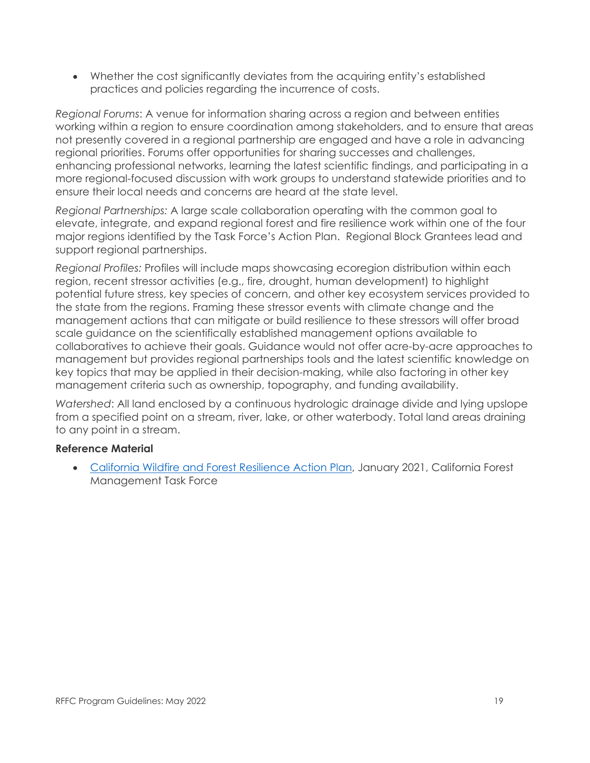- Whether the cost significantly deviates from the acquiring entity's established practices and policies regarding the incurrence of costs.

*Regional Forums*: A venue for information sharing across a region and between entities working within a region to ensure coordination among stakeholders, and to ensure that areas not presently covered in a regional partnership are engaged and have a role in advancing regional priorities. Forums offer opportunities for sharing successes and challenges, enhancing professional networks, learning the latest scientific findings, and participating in a more regional-focused discussion with work groups to understand statewide priorities and to ensure their local needs and concerns are heard at the state level.

*Regional Partnerships:* A large scale collaboration operating with the common goal to elevate, integrate, and expand regional forest and fire resilience work within one of the four major regions identified by the Task Force's Action Plan. Regional Block Grantees lead and support regional partnerships.

*Regional Profiles:* Profiles will include maps showcasing ecoregion distribution within each region, recent stressor activities (e.g., fire, drought, human development) to highlight potential future stress, key species of concern, and other key ecosystem services provided to the state from the regions. Framing these stressor events with climate change and the management actions that can mitigate or build resilience to these stressors will offer broad scale guidance on the scientifically established management options available to collaboratives to achieve their goals. Guidance would not offer acre-by-acre approaches to management but provides regional partnerships tools and the latest scientific knowledge on key topics that may be applied in their decision-making, while also factoring in other key management criteria such as ownership, topography, and funding availability.

*Watershed*: All land enclosed by a continuous hydrologic drainage divide and lying upslope from a specified point on a stream, river, lake, or other waterbody. Total land areas draining to any point in a stream.

**Reference Material**

- California Wildfire and Forest Resilience Action Plan, January 2021, California Forest Management Task Force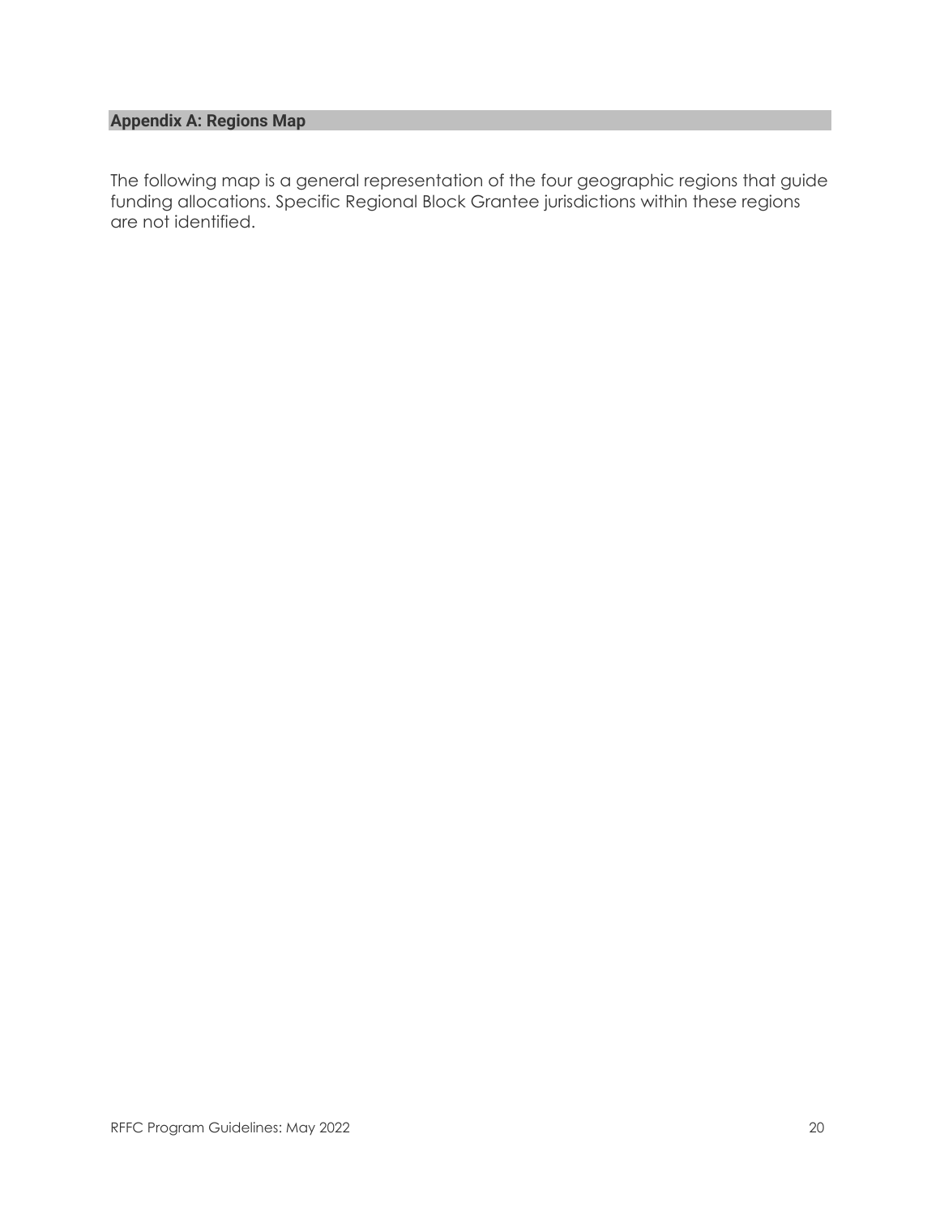## Appendix A: Regions Map

The following map is a general representation of the four geographic regions that guide funding allocations. Specific Regional Block Grantee jurisdictions within these regions are not identified.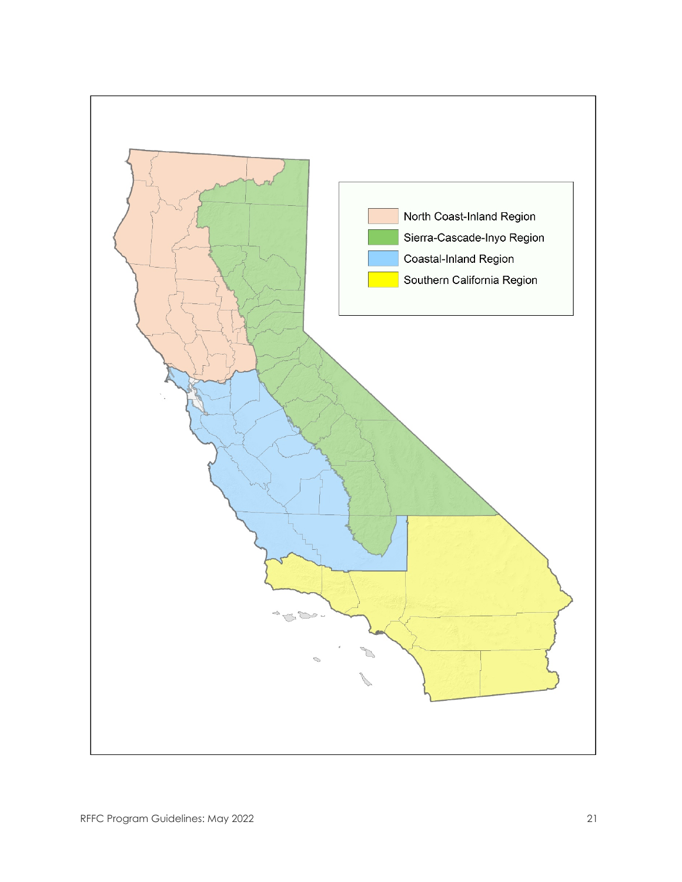North Coast-Inland Region

Sierra-Cascade-Inyo Region

Coastal-Inland Region

Southern California Region